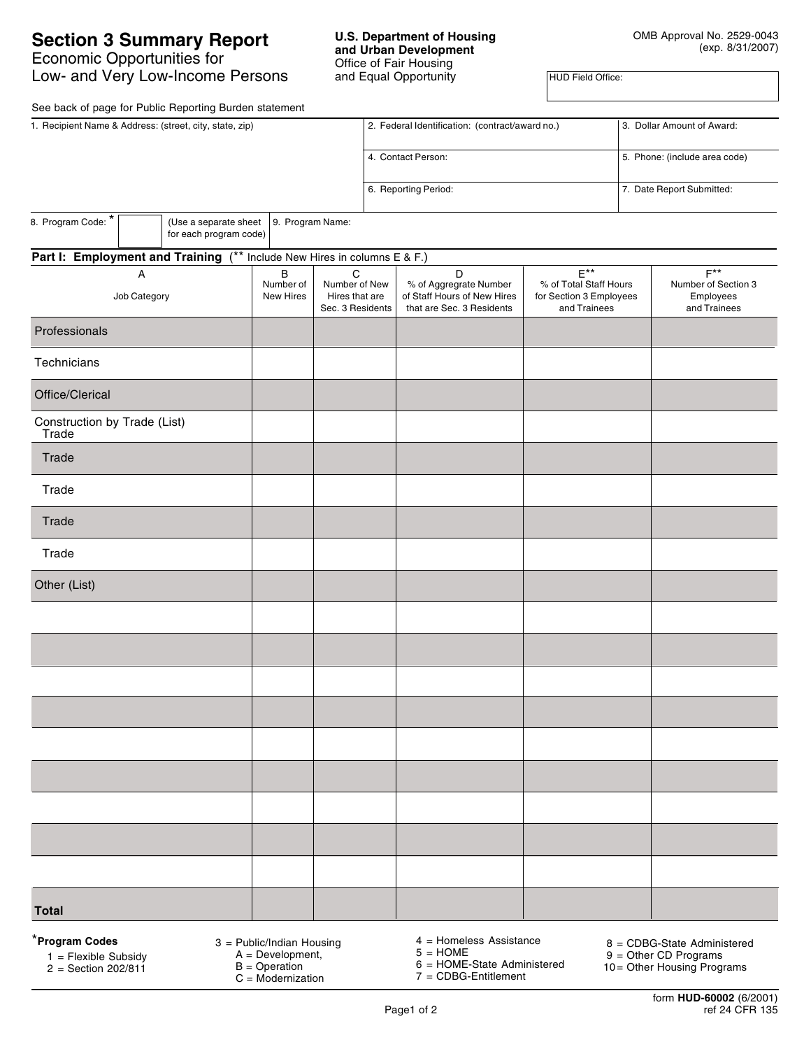# Section 3 Summary Report

Economic Opportunities for
Low- and Very Low-Income Persons

**U.S. Department of Housing and Urban Development**
Office of Fair Housing
and Equal Opportunity

OMB Approval No. 2529-0043
(exp. 8/31/2007)

HUD Field Office:

See back of page for Public Reporting Burden statement

| 1. Recipient Name & Address: (street, city, state, zip) | 2. Federal Identification: (contract/award no.) | 3. Dollar Amount of Award: |
|---|---|---|
| | 4. Contact Person: | 5. Phone: (include area code) |
| | 6. Reporting Period: | 7. Date Report Submitted: |

| 8. Program Code: * | (Use a separate sheet for each program code) | 9. Program Name: |
|---|---|---|

## Part I: Employment and Training (** Include New Hires in columns E & F.)

| A<br>Job Category | B<br>Number of New Hires | C<br>Number of New Hires that are Sec. 3 Residents | D<br>% of Aggregrate Number of Staff Hours of New Hires that are Sec. 3 Residents | E**<br>% of Total Staff Hours for Section 3 Employees and Trainees | F**<br>Number of Section 3 Employees and Trainees |
|---|---|---|---|---|---|
| Professionals | | | | | |
| Technicians | | | | | |
| Office/Clerical | | | | | |
| Construction by Trade (List)<br>Trade | | | | | |
| Trade | | | | | |
| Trade | | | | | |
| Trade | | | | | |
| Trade | | | | | |
| Other (List) | | | | | |
| | | | | | |
| | | | | | |
| | | | | | |
| | | | | | |
| | | | | | |
| | | | | | |
| | | | | | |
| | | | | | |
| | | | | | |
| **Total** | | | | | |

***Program Codes**

1 = Flexible Subsidy
2 = Section 202/811
3 = Public/Indian Housing
  A = Development,
  B = Operation
  C = Modernization
4 = Homeless Assistance
5 = HOME
6 = HOME-State Administered
7 = CDBG-Entitlement
8 = CDBG-State Administered
9 = Other CD Programs
10 = Other Housing Programs

form **HUD-60002** (6/2001)
ref 24 CFR 135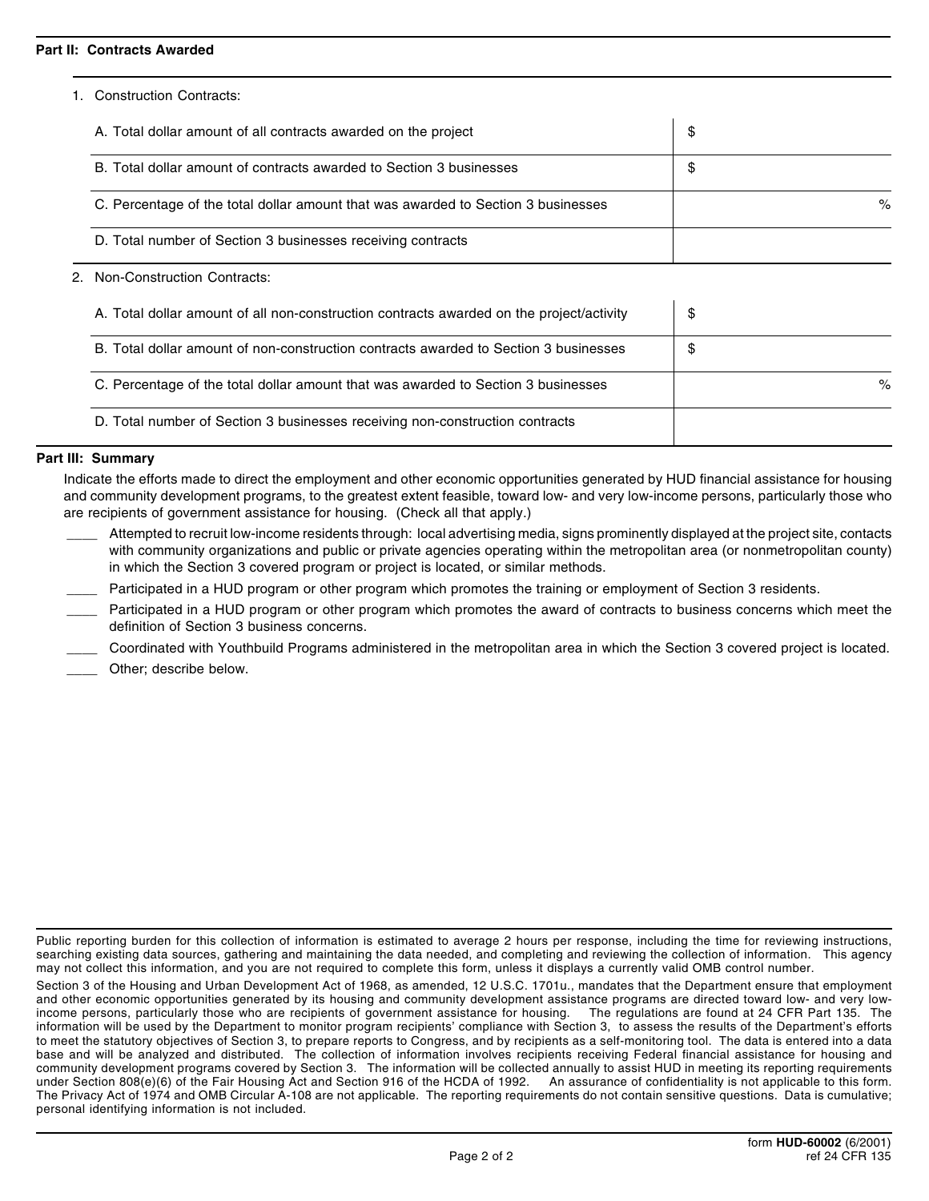**Part II: Contracts Awarded**

1. Construction Contracts:

| | |
|---|---|
| A. Total dollar amount of all contracts awarded on the project | $ |
| B. Total dollar amount of contracts awarded to Section 3 businesses | $ |
| C. Percentage of the total dollar amount that was awarded to Section 3 businesses | % |
| D. Total number of Section 3 businesses receiving contracts | |

2. Non-Construction Contracts:

| | |
|---|---|
| A. Total dollar amount of all non-construction contracts awarded on the project/activity | $ |
| B. Total dollar amount of non-construction contracts awarded to Section 3 businesses | $ |
| C. Percentage of the total dollar amount that was awarded to Section 3 businesses | % |
| D. Total number of Section 3 businesses receiving non-construction contracts | |

**Part III: Summary**

Indicate the efforts made to direct the employment and other economic opportunities generated by HUD financial assistance for housing and community development programs, to the greatest extent feasible, toward low- and very low-income persons, particularly those who are recipients of government assistance for housing. (Check all that apply.)

____ Attempted to recruit low-income residents through: local advertising media, signs prominently displayed at the project site, contacts with community organizations and public or private agencies operating within the metropolitan area (or nonmetropolitan county) in which the Section 3 covered program or project is located, or similar methods.

____ Participated in a HUD program or other program which promotes the training or employment of Section 3 residents.

____ Participated in a HUD program or other program which promotes the award of contracts to business concerns which meet the definition of Section 3 business concerns.

____ Coordinated with Youthbuild Programs administered in the metropolitan area in which the Section 3 covered project is located.

____ Other; describe below.

Public reporting burden for this collection of information is estimated to average 2 hours per response, including the time for reviewing instructions, searching existing data sources, gathering and maintaining the data needed, and completing and reviewing the collection of information. This agency may not collect this information, and you are not required to complete this form, unless it displays a currently valid OMB control number.

Section 3 of the Housing and Urban Development Act of 1968, as amended, 12 U.S.C. 1701u., mandates that the Department ensure that employment and other economic opportunities generated by its housing and community development assistance programs are directed toward low- and very low-income persons, particularly those who are recipients of government assistance for housing. The regulations are found at 24 CFR Part 135. The information will be used by the Department to monitor program recipients' compliance with Section 3, to assess the results of the Department's efforts to meet the statutory objectives of Section 3, to prepare reports to Congress, and by recipients as a self-monitoring tool. The data is entered into a data base and will be analyzed and distributed. The collection of information involves recipients receiving Federal financial assistance for housing and community development programs covered by Section 3. The information will be collected annually to assist HUD in meeting its reporting requirements under Section 808(e)(6) of the Fair Housing Act and Section 916 of the HCDA of 1992. An assurance of confidentiality is not applicable to this form. The Privacy Act of 1974 and OMB Circular A-108 are not applicable. The reporting requirements do not contain sensitive questions. Data is cumulative; personal identifying information is not included.

form **HUD-60002** (6/2001)
ref 24 CFR 135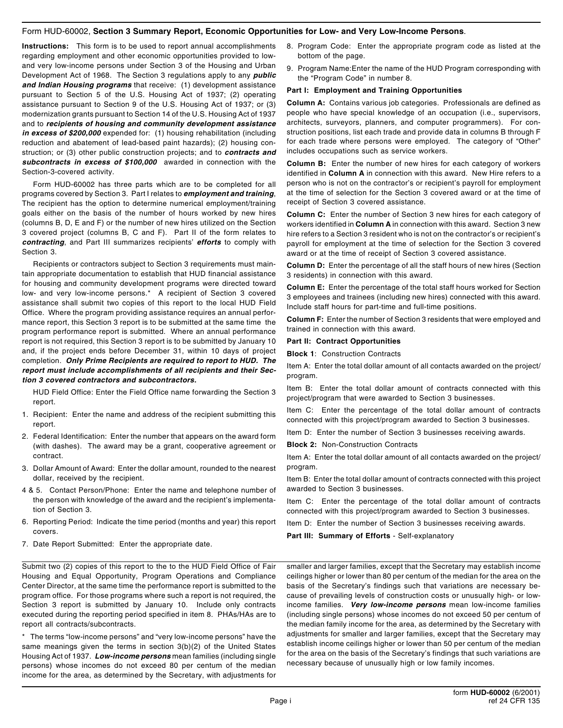Form HUD-60002, **Section 3 Summary Report, Economic Opportunities for Low- and Very Low-Income Persons**.

**Instructions:** This form is to be used to report annual accomplishments regarding employment and other economic opportunities provided to low- and very low-income persons under Section 3 of the Housing and Urban Development Act of 1968. The Section 3 regulations apply to any ***public and Indian Housing programs*** that receive: (1) development assistance pursuant to Section 5 of the U.S. Housing Act of 1937; (2) operating assistance pursuant to Section 9 of the U.S. Housing Act of 1937; or (3) modernization grants pursuant to Section 14 of the U.S. Housing Act of 1937 and to ***recipients of housing and community development assistance in excess of $200,000*** expended for: (1) housing rehabilitation (including reduction and abatement of lead-based paint hazards); (2) housing construction; or (3) other public construction projects; and to ***contracts and subcontracts in excess of $100,000*** awarded in connection with the Section-3-covered activity.

Form HUD-60002 has three parts which are to be completed for all programs covered by Section 3. Part I relates to ***employment and training***, The recipient has the option to determine numerical employment/training goals either on the basis of the number of hours worked by new hires (columns B, D, E and F) or the number of new hires utilized on the Section 3 covered project (columns B, C and F). Part II of the form relates to ***contracting***, and Part III summarizes recipients' ***efforts*** to comply with Section 3.

Recipients or contractors subject to Section 3 requirements must maintain appropriate documentation to establish that HUD financial assistance for housing and community development programs were directed toward low- and very low-income persons.* A recipient of Section 3 covered assistance shall submit two copies of this report to the local HUD Field Office. Where the program providing assistance requires an annual performance report, this Section 3 report is to be submitted at the same time the program performance report is submitted. Where an annual performance report is not required, this Section 3 report is to be submitted by January 10 and, if the project ends before December 31, within 10 days of project completion. ***Only Prime Recipients are required to report to HUD. The report must include accomplishments of all recipients and their Section 3 covered contractors and subcontractors.***

HUD Field Office: Enter the Field Office name forwarding the Section 3 report.

1. Recipient: Enter the name and address of the recipient submitting this report.
2. Federal Identification: Enter the number that appears on the award form (with dashes). The award may be a grant, cooperative agreement or contract.
3. Dollar Amount of Award: Enter the dollar amount, rounded to the nearest dollar, received by the recipient.
4. & 5. Contact Person/Phone: Enter the name and telephone number of the person with knowledge of the award and the recipient's implementation of Section 3.
6. Reporting Period: Indicate the time period (months and year) this report covers.
7. Date Report Submitted: Enter the appropriate date.
8. Program Code: Enter the appropriate program code as listed at the bottom of the page.
9. Program Name:Enter the name of the HUD Program corresponding with the "Program Code" in number 8.

**Part I: Employment and Training Opportunities**

**Column A:** Contains various job categories. Professionals are defined as people who have special knowledge of an occupation (i.e., supervisors, architects, surveyors, planners, and computer programmers). For construction positions, list each trade and provide data in columns B through F for each trade where persons were employed. The category of "Other" includes occupations such as service workers.

**Column B:** Enter the number of new hires for each category of workers identified in **Column A** in connection with this award. New Hire refers to a person who is not on the contractor's or recipient's payroll for employment at the time of selection for the Section 3 covered award or at the time of receipt of Section 3 covered assistance.

**Column C:** Enter the number of Section 3 new hires for each category of workers identified in **Column A** in connection with this award. Section 3 new hire refers to a Section 3 resident who is not on the contractor's or recipient's payroll for employment at the time of selection for the Section 3 covered award or at the time of receipt of Section 3 covered assistance.

**Column D:** Enter the percentage of all the staff hours of new hires (Section 3 residents) in connection with this award.

**Column E:** Enter the percentage of the total staff hours worked for Section 3 employees and trainees (including new hires) connected with this award. Include staff hours for part-time and full-time positions.

**Column F:** Enter the number of Section 3 residents that were employed and trained in connection with this award.

**Part II: Contract Opportunities**

**Block 1**: Construction Contracts

Item A: Enter the total dollar amount of all contacts awarded on the project/program.

Item B: Enter the total dollar amount of contracts connected with this project/program that were awarded to Section 3 businesses.

Item C: Enter the percentage of the total dollar amount of contracts connected with this project/program awarded to Section 3 businesses.

Item D: Enter the number of Section 3 businesses receiving awards.

**Block 2:** Non-Construction Contracts

Item A: Enter the total dollar amount of all contacts awarded on the project/program.

Item B: Enter the total dollar amount of contracts connected with this project awarded to Section 3 businesses.

Item C: Enter the percentage of the total dollar amount of contracts connected with this project/program awarded to Section 3 businesses.

Item D: Enter the number of Section 3 businesses receiving awards.

**Part III: Summary of Efforts** - Self-explanatory

Submit two (2) copies of this report to the to the HUD Field Office of Fair Housing and Equal Opportunity, Program Operations and Compliance Center Director, at the same time the performance report is submitted to the program office. For those programs where such a report is not required, the Section 3 report is submitted by January 10. Include only contracts executed during the reporting period specified in item 8. PHAs/HAs are to report all contracts/subcontracts.

\* The terms "low-income persons" and "very low-income persons" have the same meanings given the terms in section 3(b)(2) of the United States Housing Act of 1937. ***Low-income persons*** mean families (including single persons) whose incomes do not exceed 80 per centum of the median income for the area, as determined by the Secretary, with adjustments for smaller and larger families, except that the Secretary may establish income ceilings higher or lower than 80 per centum of the median for the area on the basis of the Secretary's findings such that variations are necessary because of prevailing levels of construction costs or unusually high- or low-income families. ***Very low-income persons*** mean low-income families (including single persons) whose incomes do not exceed 50 per centum of the median family income for the area, as determined by the Secretary with adjustments for smaller and larger families, except that the Secretary may establish income ceilings higher or lower than 50 per centum of the median for the area on the basis of the Secretary's findings that such variations are necessary because of unusually high or low family incomes.

form **HUD-60002** (6/2001)
ref 24 CFR 135